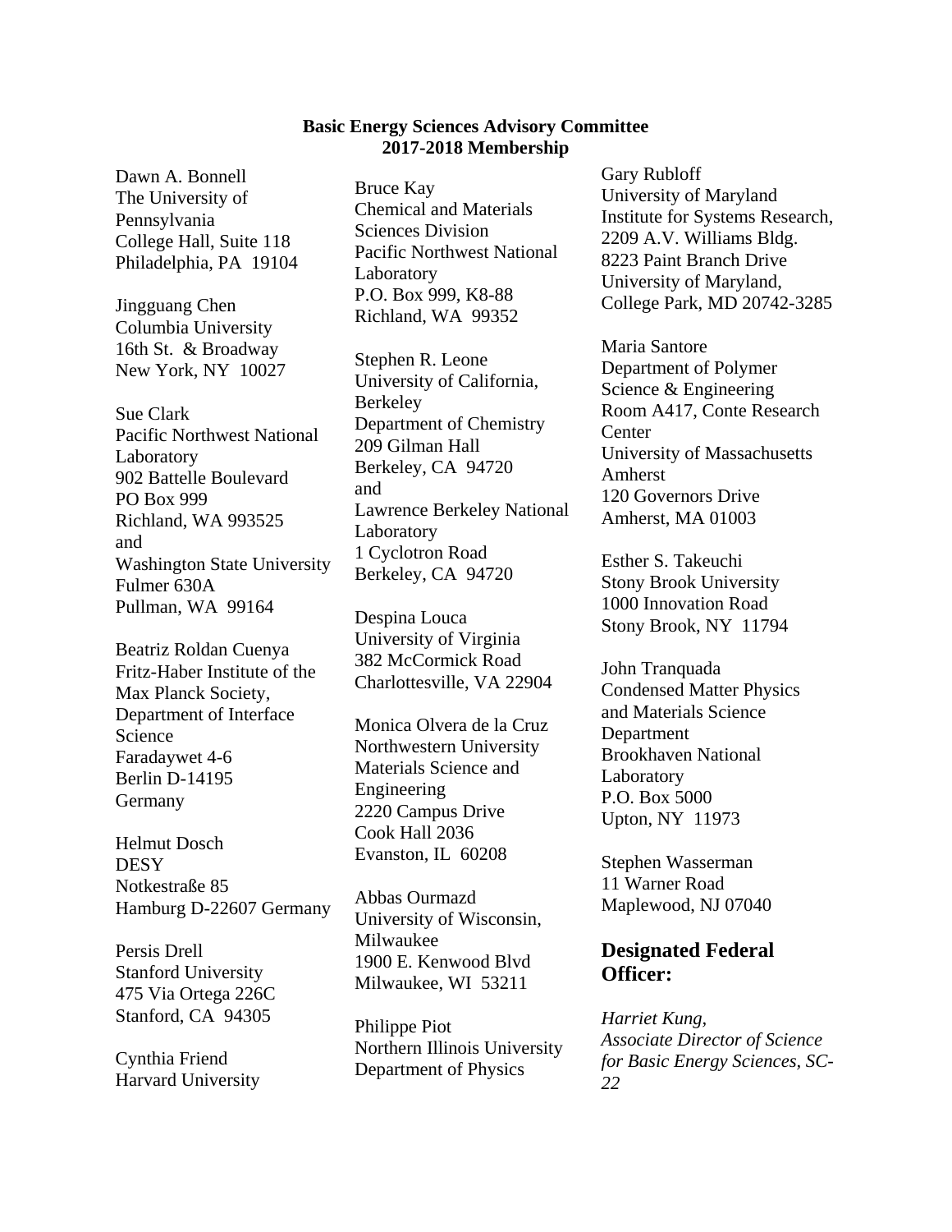**Basic Energy Sciences Advisory Committee**
**2017-2018 Membership**

Dawn A. Bonnell
The University of Pennsylvania
College Hall, Suite 118
Philadelphia, PA 19104

Jingguang Chen
Columbia University
16th St. & Broadway
New York, NY 10027

Sue Clark
Pacific Northwest National Laboratory
902 Battelle Boulevard
PO Box 999
Richland, WA 993525
and
Washington State University
Fulmer 630A
Pullman, WA 99164

Beatriz Roldan Cuenya
Fritz-Haber Institute of the Max Planck Society,
Department of Interface Science
Faradaywet 4-6
Berlin D-14195
Germany

Helmut Dosch
DESY
Notkestraße 85
Hamburg D-22607 Germany

Persis Drell
Stanford University
475 Via Ortega 226C
Stanford, CA 94305

Cynthia Friend
Harvard University

Bruce Kay
Chemical and Materials Sciences Division
Pacific Northwest National Laboratory
P.O. Box 999, K8-88
Richland, WA 99352

Stephen R. Leone
University of California, Berkeley
Department of Chemistry
209 Gilman Hall
Berkeley, CA 94720
and
Lawrence Berkeley National Laboratory
1 Cyclotron Road
Berkeley, CA 94720

Despina Louca
University of Virginia
382 McCormick Road
Charlottesville, VA 22904

Monica Olvera de la Cruz
Northwestern University
Materials Science and Engineering
2220 Campus Drive
Cook Hall 2036
Evanston, IL 60208

Abbas Ourmazd
University of Wisconsin, Milwaukee
1900 E. Kenwood Blvd
Milwaukee, WI 53211

Philippe Piot
Northern Illinois University
Department of Physics

Gary Rubloff
University of Maryland
Institute for Systems Research,
2209 A.V. Williams Bldg.
8223 Paint Branch Drive
University of Maryland,
College Park, MD 20742-3285

Maria Santore
Department of Polymer Science & Engineering
Room A417, Conte Research Center
University of Massachusetts Amherst
120 Governors Drive
Amherst, MA 01003

Esther S. Takeuchi
Stony Brook University
1000 Innovation Road
Stony Brook, NY 11794

John Tranquada
Condensed Matter Physics and Materials Science Department
Brookhaven National Laboratory
P.O. Box 5000
Upton, NY 11973

Stephen Wasserman
11 Warner Road
Maplewood, NJ 07040

## Designated Federal Officer:

*Harriet Kung,*
*Associate Director of Science for Basic Energy Sciences, SC-22*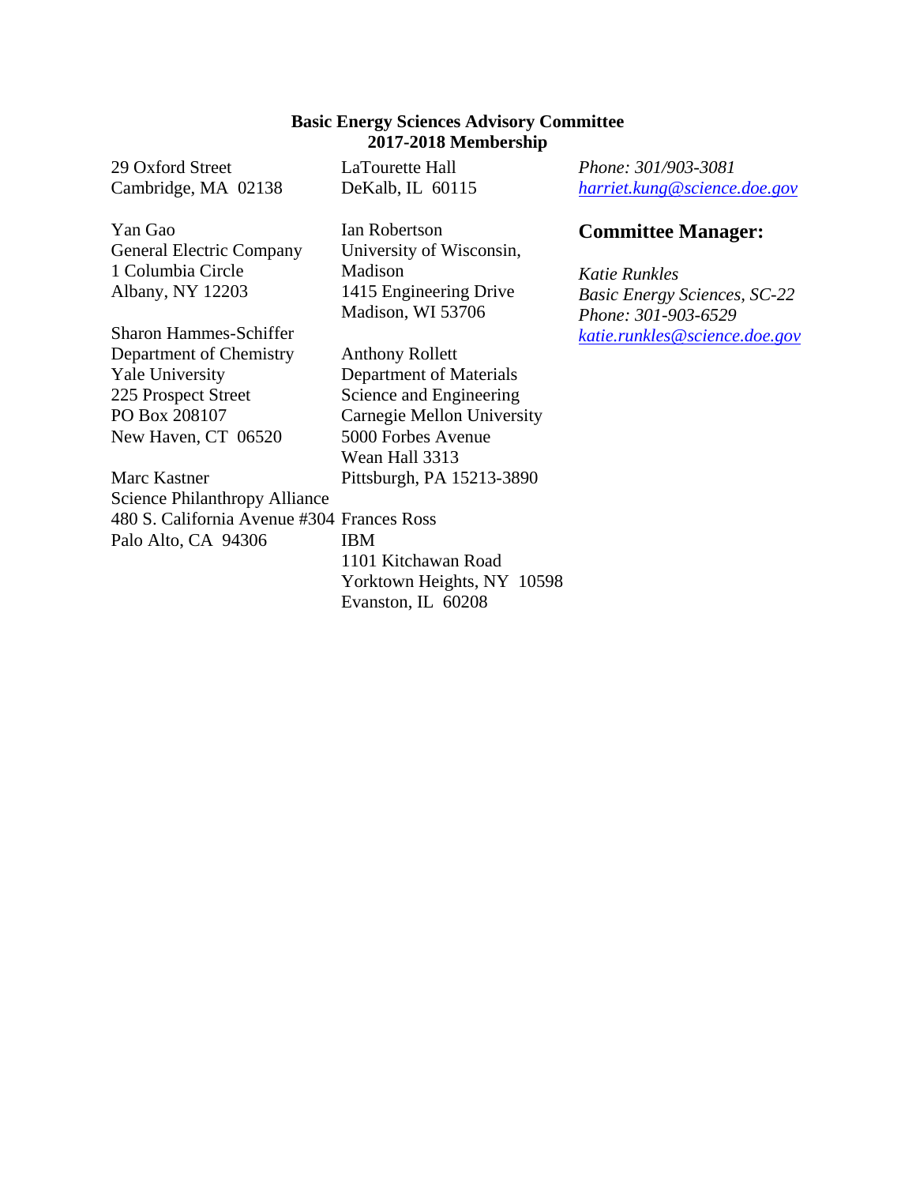**Basic Energy Sciences Advisory Committee**
**2017-2018 Membership**

29 Oxford Street
Cambridge, MA 02138

Yan Gao
General Electric Company
1 Columbia Circle
Albany, NY 12203

Sharon Hammes-Schiffer
Department of Chemistry
Yale University
225 Prospect Street
PO Box 208107
New Haven, CT 06520

Marc Kastner
Science Philanthropy Alliance
480 S. California Avenue #304
Palo Alto, CA 94306

LaTourette Hall
DeKalb, IL 60115

Ian Robertson
University of Wisconsin, Madison
1415 Engineering Drive
Madison, WI 53706

Anthony Rollett
Department of Materials Science and Engineering
Carnegie Mellon University
5000 Forbes Avenue
Wean Hall 3313
Pittsburgh, PA 15213-3890

Frances Ross
IBM
1101 Kitchawan Road
Yorktown Heights, NY 10598
Evanston, IL 60208

*Phone: 301/903-3081*
*harriet.kung@science.doe.gov*

## Committee Manager:

*Katie Runkles*
*Basic Energy Sciences, SC-22*
*Phone: 301-903-6529*
*katie.runkles@science.doe.gov*